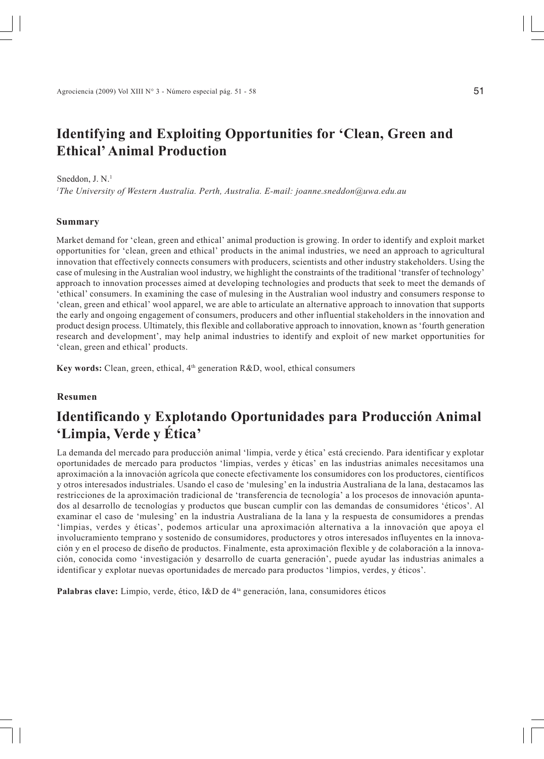# Identifying and Exploiting Opportunities for 'Clean, Green and Ethical' Animal Production

Sneddon, J. N.[1]

[1]*The University of Western Australia. Perth, Australia. E-mail: joanne.sneddon@uwa.edu.au*

## Summary

Market demand for 'clean, green and ethical' animal production is growing. In order to identify and exploit market opportunities for 'clean, green and ethical' products in the animal industries, we need an approach to agricultural innovation that effectively connects consumers with producers, scientists and other industry stakeholders. Using the case of mulesing in the Australian wool industry, we highlight the constraints of the traditional 'transfer of technology' approach to innovation processes aimed at developing technologies and products that seek to meet the demands of 'ethical' consumers. In examining the case of mulesing in the Australian wool industry and consumers response to 'clean, green and ethical' wool apparel, we are able to articulate an alternative approach to innovation that supports the early and ongoing engagement of consumers, producers and other influential stakeholders in the innovation and product design process. Ultimately, this flexible and collaborative approach to innovation, known as 'fourth generation research and development', may help animal industries to identify and exploit of new market opportunities for 'clean, green and ethical' products.

**Key words:** Clean, green, ethical, 4$^{th}$ generation R&D, wool, ethical consumers

## Resumen

# Identificando y Explotando Oportunidades para Producción Animal 'Limpia, Verde y Ética'

La demanda del mercado para producción animal 'limpia, verde y ética' está creciendo. Para identificar y explotar oportunidades de mercado para productos 'limpias, verdes y éticas' en las industrias animales necesitamos una aproximación a la innovación agrícola que conecte efectivamente los consumidores con los productores, científicos y otros interesados industriales. Usando el caso de 'mulesing' en la industria Australiana de la lana, destacamos las restricciones de la aproximación tradicional de 'transferencia de tecnología' a los procesos de innovación apuntados al desarrollo de tecnologías y productos que buscan cumplir con las demandas de consumidores 'éticos'. Al examinar el caso de 'mulesing' en la industria Australiana de la lana y la respuesta de consumidores a prendas 'limpias, verdes y éticas', podemos articular una aproximación alternativa a la innovación que apoya el involucramiento temprano y sostenido de consumidores, productores y otros interesados influyentes en la innovación y en el proceso de diseño de productos. Finalmente, esta aproximación flexible y de colaboración a la innovación, conocida como 'investigación y desarrollo de cuarta generación', puede ayudar las industrias animales a identificar y explotar nuevas oportunidades de mercado para productos 'limpios, verdes, y éticos'.

**Palabras clave:** Limpio, verde, ético, I&D de 4$^{ta}$ generación, lana, consumidores éticos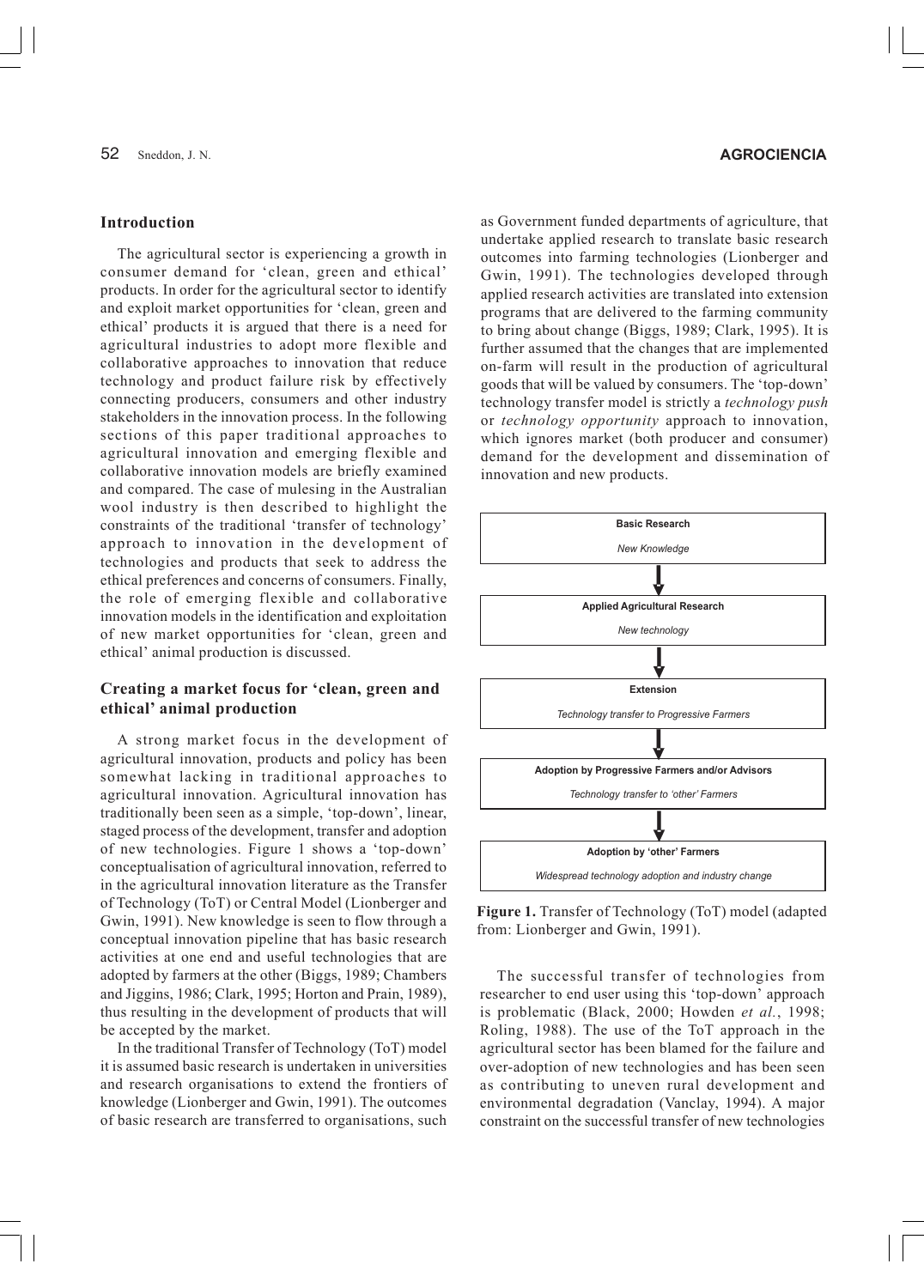## Introduction

The agricultural sector is experiencing a growth in consumer demand for 'clean, green and ethical' products. In order for the agricultural sector to identify and exploit market opportunities for 'clean, green and ethical' products it is argued that there is a need for agricultural industries to adopt more flexible and collaborative approaches to innovation that reduce technology and product failure risk by effectively connecting producers, consumers and other industry stakeholders in the innovation process. In the following sections of this paper traditional approaches to agricultural innovation and emerging flexible and collaborative innovation models are briefly examined and compared. The case of mulesing in the Australian wool industry is then described to highlight the constraints of the traditional 'transfer of technology' approach to innovation in the development of technologies and products that seek to address the ethical preferences and concerns of consumers. Finally, the role of emerging flexible and collaborative innovation models in the identification and exploitation of new market opportunities for 'clean, green and ethical' animal production is discussed.

## Creating a market focus for 'clean, green and ethical' animal production

A strong market focus in the development of agricultural innovation, products and policy has been somewhat lacking in traditional approaches to agricultural innovation. Agricultural innovation has traditionally been seen as a simple, 'top-down', linear, staged process of the development, transfer and adoption of new technologies. Figure 1 shows a 'top-down' conceptualisation of agricultural innovation, referred to in the agricultural innovation literature as the Transfer of Technology (ToT) or Central Model (Lionberger and Gwin, 1991). New knowledge is seen to flow through a conceptual innovation pipeline that has basic research activities at one end and useful technologies that are adopted by farmers at the other (Biggs, 1989; Chambers and Jiggins, 1986; Clark, 1995; Horton and Prain, 1989), thus resulting in the development of products that will be accepted by the market.

In the traditional Transfer of Technology (ToT) model it is assumed basic research is undertaken in universities and research organisations to extend the frontiers of knowledge (Lionberger and Gwin, 1991). The outcomes of basic research are transferred to organisations, such as Government funded departments of agriculture, that undertake applied research to translate basic research outcomes into farming technologies (Lionberger and Gwin, 1991). The technologies developed through applied research activities are translated into extension programs that are delivered to the farming community to bring about change (Biggs, 1989; Clark, 1995). It is further assumed that the changes that are implemented on-farm will result in the production of agricultural goods that will be valued by consumers. The 'top-down' technology transfer model is strictly a *technology push* or *technology opportunity* approach to innovation, which ignores market (both producer and consumer) demand for the development and dissemination of innovation and new products.

| Transfer of Technology (ToT) model stages |
|---|
| **Basic Research** — *New Knowledge* |
| ↓ |
| **Applied Agricultural Research** — *New technology* |
| ↓ |
| **Extension** — *Technology transfer to Progressive Farmers* |
| ↓ |
| **Adoption by Progressive Farmers and/or Advisors** — *Technology transfer to 'other' Farmers* |
| ↓ |
| **Adoption by 'other' Farmers** — *Widespread technology adoption and industry change* |

**Figure 1.** Transfer of Technology (ToT) model (adapted from: Lionberger and Gwin, 1991).

The successful transfer of technologies from researcher to end user using this 'top-down' approach is problematic (Black, 2000; Howden *et al.*, 1998; Roling, 1988). The use of the ToT approach in the agricultural sector has been blamed for the failure and over-adoption of new technologies and has been seen as contributing to uneven rural development and environmental degradation (Vanclay, 1994). A major constraint on the successful transfer of new technologies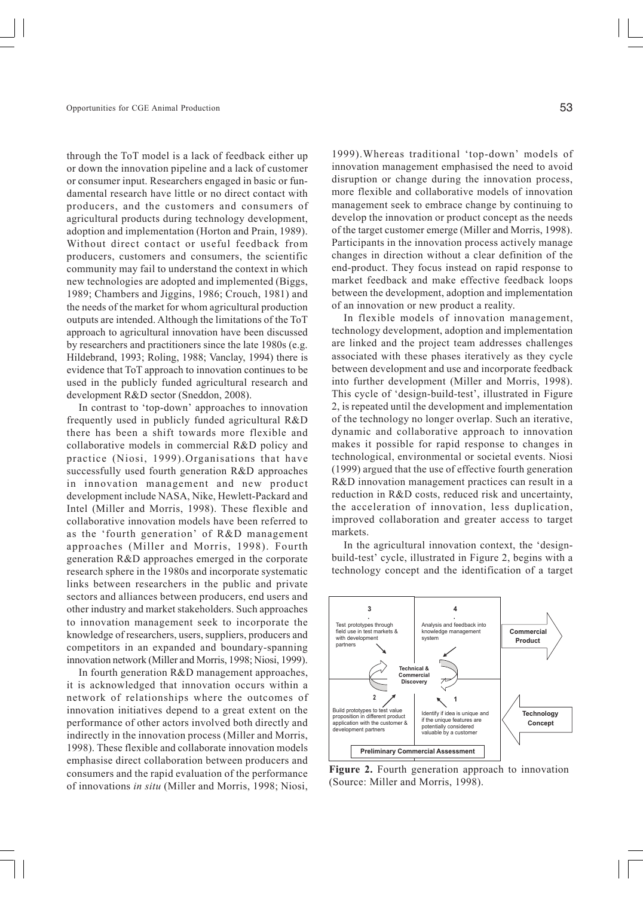through the ToT model is a lack of feedback either up or down the innovation pipeline and a lack of customer or consumer input. Researchers engaged in basic or fundamental research have little or no direct contact with producers, and the customers and consumers of agricultural products during technology development, adoption and implementation (Horton and Prain, 1989). Without direct contact or useful feedback from producers, customers and consumers, the scientific community may fail to understand the context in which new technologies are adopted and implemented (Biggs, 1989; Chambers and Jiggins, 1986; Crouch, 1981) and the needs of the market for whom agricultural production outputs are intended. Although the limitations of the ToT approach to agricultural innovation have been discussed by researchers and practitioners since the late 1980s (e.g. Hildebrand, 1993; Roling, 1988; Vanclay, 1994) there is evidence that ToT approach to innovation continues to be used in the publicly funded agricultural research and development R&D sector (Sneddon, 2008).

In contrast to 'top-down' approaches to innovation frequently used in publicly funded agricultural R&D there has been a shift towards more flexible and collaborative models in commercial R&D policy and practice (Niosi, 1999).Organisations that have successfully used fourth generation R&D approaches in innovation management and new product development include NASA, Nike, Hewlett-Packard and Intel (Miller and Morris, 1998). These flexible and collaborative innovation models have been referred to as the 'fourth generation' of R&D management approaches (Miller and Morris, 1998). Fourth generation R&D approaches emerged in the corporate research sphere in the 1980s and incorporate systematic links between researchers in the public and private sectors and alliances between producers, end users and other industry and market stakeholders. Such approaches to innovation management seek to incorporate the knowledge of researchers, users, suppliers, producers and competitors in an expanded and boundary-spanning innovation network (Miller and Morris, 1998; Niosi, 1999).

In fourth generation R&D management approaches, it is acknowledged that innovation occurs within a network of relationships where the outcomes of innovation initiatives depend to a great extent on the performance of other actors involved both directly and indirectly in the innovation process (Miller and Morris, 1998). These flexible and collaborate innovation models emphasise direct collaboration between producers and consumers and the rapid evaluation of the performance of innovations *in situ* (Miller and Morris, 1998; Niosi, 1999).Whereas traditional 'top-down' models of innovation management emphasised the need to avoid disruption or change during the innovation process, more flexible and collaborative models of innovation management seek to embrace change by continuing to develop the innovation or product concept as the needs of the target customer emerge (Miller and Morris, 1998). Participants in the innovation process actively manage changes in direction without a clear definition of the end-product. They focus instead on rapid response to market feedback and make effective feedback loops between the development, adoption and implementation of an innovation or new product a reality.

In flexible models of innovation management, technology development, adoption and implementation are linked and the project team addresses challenges associated with these phases iteratively as they cycle between development and use and incorporate feedback into further development (Miller and Morris, 1998). This cycle of 'design-build-test', illustrated in Figure 2, is repeated until the development and implementation of the technology no longer overlap. Such an iterative, dynamic and collaborative approach to innovation makes it possible for rapid response to changes in technological, environmental or societal events. Niosi (1999) argued that the use of effective fourth generation R&D innovation management practices can result in a reduction in R&D costs, reduced risk and uncertainty, the acceleration of innovation, less duplication, improved collaboration and greater access to target markets.

In the agricultural innovation context, the 'design-build-test' cycle, illustrated in Figure 2, begins with a technology concept and the identification of a target

3. Test prototypes through field use in test markets & with development partners

4. Analysis and feedback into knowledge management system

Technical & Commercial Discovery

2. Build prototypes to test value proposition in different product application with the customer & development partners

1. Identify if idea is unique and if the unique features are potentially considered valuable by a customer

Commercial Product

Technology Concept

Preliminary Commercial Assessment

**Figure 2.** Fourth generation approach to innovation (Source: Miller and Morris, 1998).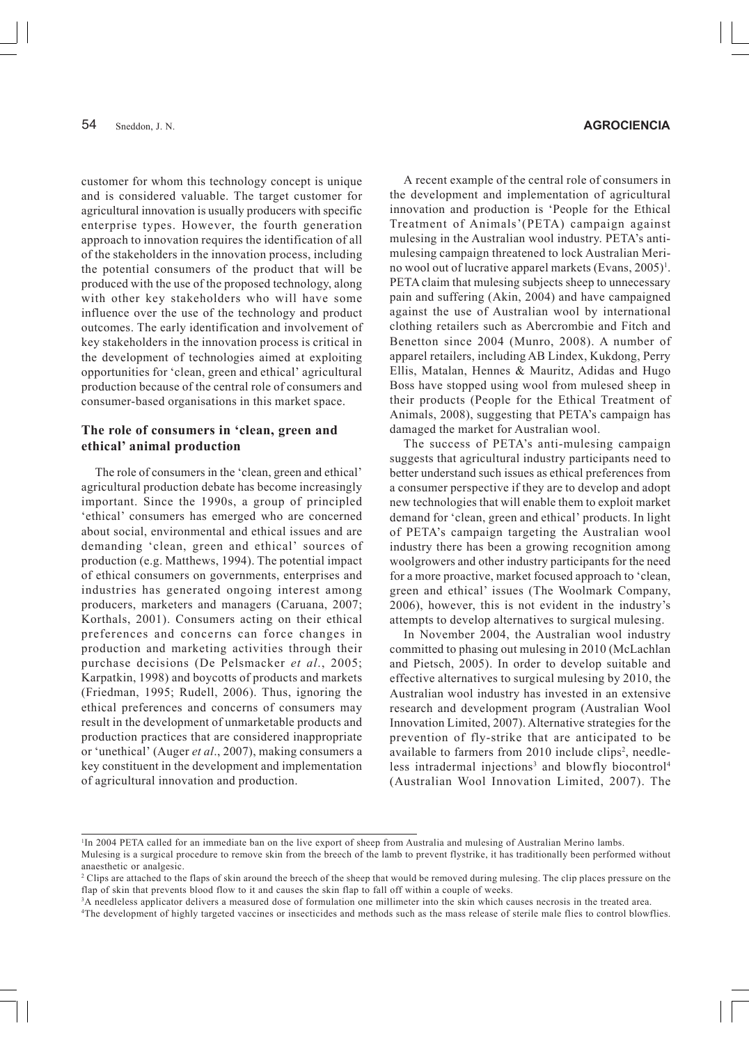customer for whom this technology concept is unique and is considered valuable. The target customer for agricultural innovation is usually producers with specific enterprise types. However, the fourth generation approach to innovation requires the identification of all of the stakeholders in the innovation process, including the potential consumers of the product that will be produced with the use of the proposed technology, along with other key stakeholders who will have some influence over the use of the technology and product outcomes. The early identification and involvement of key stakeholders in the innovation process is critical in the development of technologies aimed at exploiting opportunities for 'clean, green and ethical' agricultural production because of the central role of consumers and consumer-based organisations in this market space.

### The role of consumers in 'clean, green and ethical' animal production

The role of consumers in the 'clean, green and ethical' agricultural production debate has become increasingly important. Since the 1990s, a group of principled 'ethical' consumers has emerged who are concerned about social, environmental and ethical issues and are demanding 'clean, green and ethical' sources of production (e.g. Matthews, 1994). The potential impact of ethical consumers on governments, enterprises and industries has generated ongoing interest among producers, marketers and managers (Caruana, 2007; Korthals, 2001). Consumers acting on their ethical preferences and concerns can force changes in production and marketing activities through their purchase decisions (De Pelsmacker *et al*., 2005; Karpatkin, 1998) and boycotts of products and markets (Friedman, 1995; Rudell, 2006). Thus, ignoring the ethical preferences and concerns of consumers may result in the development of unmarketable products and production practices that are considered inappropriate or 'unethical' (Auger *et al*., 2007), making consumers a key constituent in the development and implementation of agricultural innovation and production.

A recent example of the central role of consumers in the development and implementation of agricultural innovation and production is 'People for the Ethical Treatment of Animals'(PETA) campaign against mulesing in the Australian wool industry. PETA's anti-mulesing campaign threatened to lock Australian Merino wool out of lucrative apparel markets (Evans, 2005)[1]. PETA claim that mulesing subjects sheep to unnecessary pain and suffering (Akin, 2004) and have campaigned against the use of Australian wool by international clothing retailers such as Abercrombie and Fitch and Benetton since 2004 (Munro, 2008). A number of apparel retailers, including AB Lindex, Kukdong, Perry Ellis, Matalan, Hennes & Mauritz, Adidas and Hugo Boss have stopped using wool from mulesed sheep in their products (People for the Ethical Treatment of Animals, 2008), suggesting that PETA's campaign has damaged the market for Australian wool.

The success of PETA's anti-mulesing campaign suggests that agricultural industry participants need to better understand such issues as ethical preferences from a consumer perspective if they are to develop and adopt new technologies that will enable them to exploit market demand for 'clean, green and ethical' products. In light of PETA's campaign targeting the Australian wool industry there has been a growing recognition among woolgrowers and other industry participants for the need for a more proactive, market focused approach to 'clean, green and ethical' issues (The Woolmark Company, 2006), however, this is not evident in the industry's attempts to develop alternatives to surgical mulesing.

In November 2004, the Australian wool industry committed to phasing out mulesing in 2010 (McLachlan and Pietsch, 2005). In order to develop suitable and effective alternatives to surgical mulesing by 2010, the Australian wool industry has invested in an extensive research and development program (Australian Wool Innovation Limited, 2007). Alternative strategies for the prevention of fly-strike that are anticipated to be available to farmers from 2010 include clips[2], needleless intradermal injections[3] and blowfly biocontrol[4] (Australian Wool Innovation Limited, 2007). The

---

[1]In 2004 PETA called for an immediate ban on the live export of sheep from Australia and mulesing of Australian Merino lambs. Mulesing is a surgical procedure to remove skin from the breech of the lamb to prevent flystrike, it has traditionally been performed without anaesthetic or analgesic.

[2] Clips are attached to the flaps of skin around the breech of the sheep that would be removed during mulesing. The clip places pressure on the flap of skin that prevents blood flow to it and causes the skin flap to fall off within a couple of weeks.

[3]A needleless applicator delivers a measured dose of formulation one millimeter into the skin which causes necrosis in the treated area.

[4]The development of highly targeted vaccines or insecticides and methods such as the mass release of sterile male flies to control blowflies.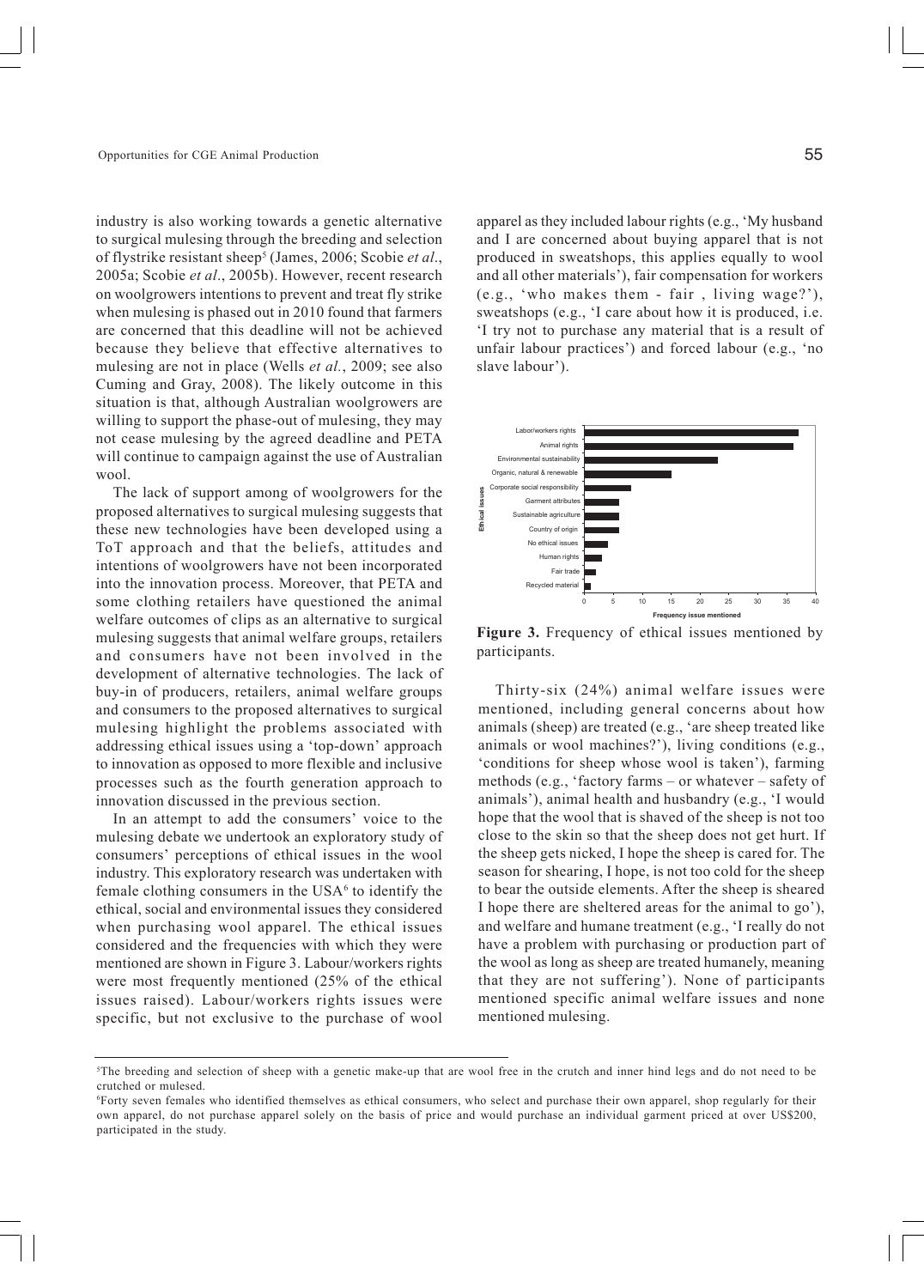industry is also working towards a genetic alternative to surgical mulesing through the breeding and selection of flystrike resistant sheep[5] (James, 2006; Scobie *et al*., 2005a; Scobie *et al*., 2005b). However, recent research on woolgrowers intentions to prevent and treat fly strike when mulesing is phased out in 2010 found that farmers are concerned that this deadline will not be achieved because they believe that effective alternatives to mulesing are not in place (Wells *et al.*, 2009; see also Cuming and Gray, 2008). The likely outcome in this situation is that, although Australian woolgrowers are willing to support the phase-out of mulesing, they may not cease mulesing by the agreed deadline and PETA will continue to campaign against the use of Australian wool.

The lack of support among of woolgrowers for the proposed alternatives to surgical mulesing suggests that these new technologies have been developed using a ToT approach and that the beliefs, attitudes and intentions of woolgrowers have not been incorporated into the innovation process. Moreover, that PETA and some clothing retailers have questioned the animal welfare outcomes of clips as an alternative to surgical mulesing suggests that animal welfare groups, retailers and consumers have not been involved in the development of alternative technologies. The lack of buy-in of producers, retailers, animal welfare groups and consumers to the proposed alternatives to surgical mulesing highlight the problems associated with addressing ethical issues using a 'top-down' approach to innovation as opposed to more flexible and inclusive processes such as the fourth generation approach to innovation discussed in the previous section.

In an attempt to add the consumers' voice to the mulesing debate we undertook an exploratory study of consumers' perceptions of ethical issues in the wool industry. This exploratory research was undertaken with female clothing consumers in the USA[6] to identify the ethical, social and environmental issues they considered when purchasing wool apparel. The ethical issues considered and the frequencies with which they were mentioned are shown in Figure 3. Labour/workers rights were most frequently mentioned (25% of the ethical issues raised). Labour/workers rights issues were specific, but not exclusive to the purchase of wool apparel as they included labour rights (e.g., 'My husband and I are concerned about buying apparel that is not produced in sweatshops, this applies equally to wool and all other materials'), fair compensation for workers (e.g., 'who makes them - fair , living wage?'), sweatshops (e.g., 'I care about how it is produced, i.e. 'I try not to purchase any material that is a result of unfair labour practices') and forced labour (e.g., 'no slave labour').

**Figure 3.** Frequency of ethical issues mentioned by participants.

Thirty-six (24%) animal welfare issues were mentioned, including general concerns about how animals (sheep) are treated (e.g., 'are sheep treated like animals or wool machines?'), living conditions (e.g., 'conditions for sheep whose wool is taken'), farming methods (e.g., 'factory farms – or whatever – safety of animals'), animal health and husbandry (e.g., 'I would hope that the wool that is shaved of the sheep is not too close to the skin so that the sheep does not get hurt. If the sheep gets nicked, I hope the sheep is cared for. The season for shearing, I hope, is not too cold for the sheep to bear the outside elements. After the sheep is sheared I hope there are sheltered areas for the animal to go'), and welfare and humane treatment (e.g., 'I really do not have a problem with purchasing or production part of the wool as long as sheep are treated humanely, meaning that they are not suffering'). None of participants mentioned specific animal welfare issues and none mentioned mulesing.

---

[5] The breeding and selection of sheep with a genetic make-up that are wool free in the crutch and inner hind legs and do not need to be crutched or mulesed.

[6] Forty seven females who identified themselves as ethical consumers, who select and purchase their own apparel, shop regularly for their own apparel, do not purchase apparel solely on the basis of price and would purchase an individual garment priced at over US$200, participated in the study.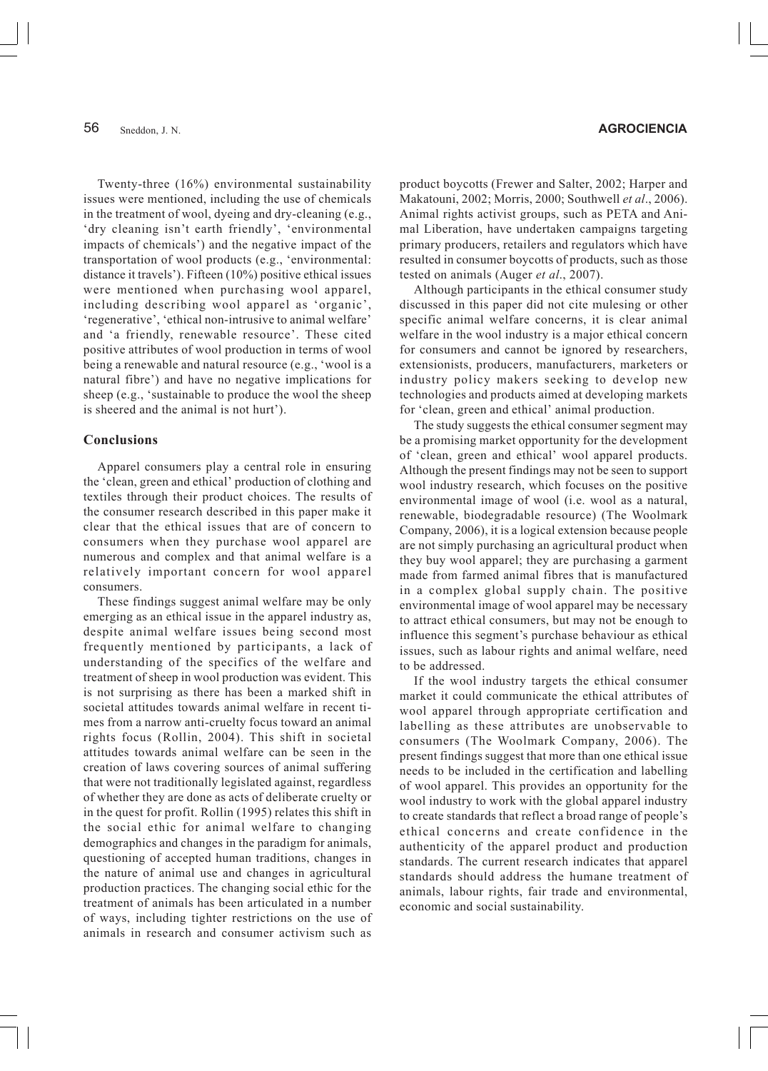Twenty-three (16%) environmental sustainability issues were mentioned, including the use of chemicals in the treatment of wool, dyeing and dry-cleaning (e.g., 'dry cleaning isn't earth friendly', 'environmental impacts of chemicals') and the negative impact of the transportation of wool products (e.g., 'environmental: distance it travels'). Fifteen (10%) positive ethical issues were mentioned when purchasing wool apparel, including describing wool apparel as 'organic', 'regenerative', 'ethical non-intrusive to animal welfare' and 'a friendly, renewable resource'. These cited positive attributes of wool production in terms of wool being a renewable and natural resource (e.g., 'wool is a natural fibre') and have no negative implications for sheep (e.g., 'sustainable to produce the wool the sheep is sheered and the animal is not hurt').

## Conclusions

Apparel consumers play a central role in ensuring the 'clean, green and ethical' production of clothing and textiles through their product choices. The results of the consumer research described in this paper make it clear that the ethical issues that are of concern to consumers when they purchase wool apparel are numerous and complex and that animal welfare is a relatively important concern for wool apparel consumers.

These findings suggest animal welfare may be only emerging as an ethical issue in the apparel industry as, despite animal welfare issues being second most frequently mentioned by participants, a lack of understanding of the specifics of the welfare and treatment of sheep in wool production was evident. This is not surprising as there has been a marked shift in societal attitudes towards animal welfare in recent times from a narrow anti-cruelty focus toward an animal rights focus (Rollin, 2004). This shift in societal attitudes towards animal welfare can be seen in the creation of laws covering sources of animal suffering that were not traditionally legislated against, regardless of whether they are done as acts of deliberate cruelty or in the quest for profit. Rollin (1995) relates this shift in the social ethic for animal welfare to changing demographics and changes in the paradigm for animals, questioning of accepted human traditions, changes in the nature of animal use and changes in agricultural production practices. The changing social ethic for the treatment of animals has been articulated in a number of ways, including tighter restrictions on the use of animals in research and consumer activism such as product boycotts (Frewer and Salter, 2002; Harper and Makatouni, 2002; Morris, 2000; Southwell *et al*., 2006). Animal rights activist groups, such as PETA and Animal Liberation, have undertaken campaigns targeting primary producers, retailers and regulators which have resulted in consumer boycotts of products, such as those tested on animals (Auger *et al*., 2007).

Although participants in the ethical consumer study discussed in this paper did not cite mulesing or other specific animal welfare concerns, it is clear animal welfare in the wool industry is a major ethical concern for consumers and cannot be ignored by researchers, extensionists, producers, manufacturers, marketers or industry policy makers seeking to develop new technologies and products aimed at developing markets for 'clean, green and ethical' animal production.

The study suggests the ethical consumer segment may be a promising market opportunity for the development of 'clean, green and ethical' wool apparel products. Although the present findings may not be seen to support wool industry research, which focuses on the positive environmental image of wool (i.e. wool as a natural, renewable, biodegradable resource) (The Woolmark Company, 2006), it is a logical extension because people are not simply purchasing an agricultural product when they buy wool apparel; they are purchasing a garment made from farmed animal fibres that is manufactured in a complex global supply chain. The positive environmental image of wool apparel may be necessary to attract ethical consumers, but may not be enough to influence this segment's purchase behaviour as ethical issues, such as labour rights and animal welfare, need to be addressed.

If the wool industry targets the ethical consumer market it could communicate the ethical attributes of wool apparel through appropriate certification and labelling as these attributes are unobservable to consumers (The Woolmark Company, 2006). The present findings suggest that more than one ethical issue needs to be included in the certification and labelling of wool apparel. This provides an opportunity for the wool industry to work with the global apparel industry to create standards that reflect a broad range of people's ethical concerns and create confidence in the authenticity of the apparel product and production standards. The current research indicates that apparel standards should address the humane treatment of animals, labour rights, fair trade and environmental, economic and social sustainability.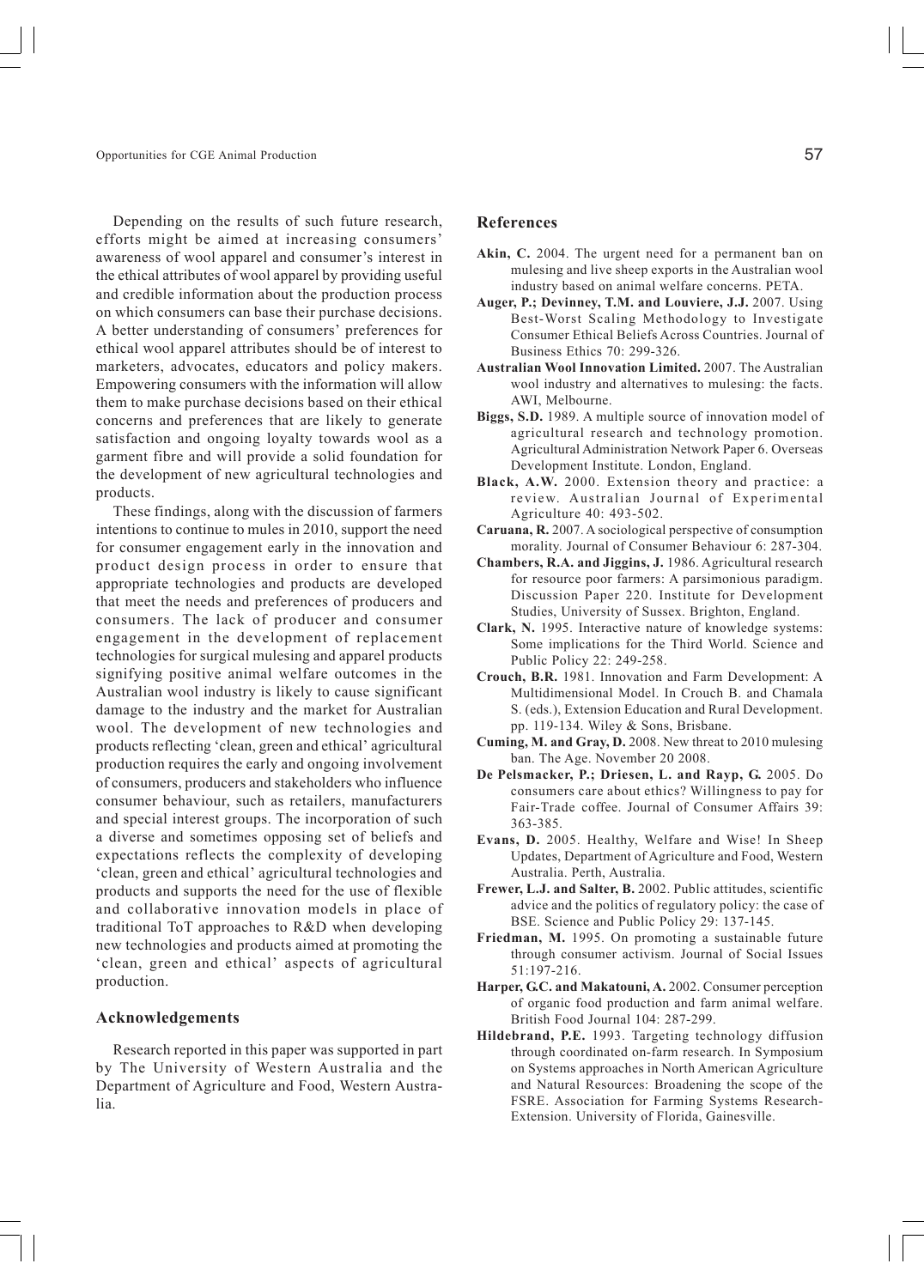Depending on the results of such future research, efforts might be aimed at increasing consumers' awareness of wool apparel and consumer's interest in the ethical attributes of wool apparel by providing useful and credible information about the production process on which consumers can base their purchase decisions. A better understanding of consumers' preferences for ethical wool apparel attributes should be of interest to marketers, advocates, educators and policy makers. Empowering consumers with the information will allow them to make purchase decisions based on their ethical concerns and preferences that are likely to generate satisfaction and ongoing loyalty towards wool as a garment fibre and will provide a solid foundation for the development of new agricultural technologies and products.

These findings, along with the discussion of farmers intentions to continue to mules in 2010, support the need for consumer engagement early in the innovation and product design process in order to ensure that appropriate technologies and products are developed that meet the needs and preferences of producers and consumers. The lack of producer and consumer engagement in the development of replacement technologies for surgical mulesing and apparel products signifying positive animal welfare outcomes in the Australian wool industry is likely to cause significant damage to the industry and the market for Australian wool. The development of new technologies and products reflecting 'clean, green and ethical' agricultural production requires the early and ongoing involvement of consumers, producers and stakeholders who influence consumer behaviour, such as retailers, manufacturers and special interest groups. The incorporation of such a diverse and sometimes opposing set of beliefs and expectations reflects the complexity of developing 'clean, green and ethical' agricultural technologies and products and supports the need for the use of flexible and collaborative innovation models in place of traditional ToT approaches to R&D when developing new technologies and products aimed at promoting the 'clean, green and ethical' aspects of agricultural production.

## Acknowledgements

Research reported in this paper was supported in part by The University of Western Australia and the Department of Agriculture and Food, Western Australia.

## References

**Akin, C.** 2004. The urgent need for a permanent ban on mulesing and live sheep exports in the Australian wool industry based on animal welfare concerns. PETA.

**Auger, P.; Devinney, T.M. and Louviere, J.J.** 2007. Using Best-Worst Scaling Methodology to Investigate Consumer Ethical Beliefs Across Countries. Journal of Business Ethics 70: 299-326.

**Australian Wool Innovation Limited.** 2007. The Australian wool industry and alternatives to mulesing: the facts. AWI, Melbourne.

**Biggs, S.D.** 1989. A multiple source of innovation model of agricultural research and technology promotion. Agricultural Administration Network Paper 6. Overseas Development Institute. London, England.

**Black, A.W.** 2000. Extension theory and practice: a review. Australian Journal of Experimental Agriculture 40: 493-502.

**Caruana, R.** 2007. A sociological perspective of consumption morality. Journal of Consumer Behaviour 6: 287-304.

**Chambers, R.A. and Jiggins, J.** 1986. Agricultural research for resource poor farmers: A parsimonious paradigm. Discussion Paper 220. Institute for Development Studies, University of Sussex. Brighton, England.

**Clark, N.** 1995. Interactive nature of knowledge systems: Some implications for the Third World. Science and Public Policy 22: 249-258.

**Crouch, B.R.** 1981. Innovation and Farm Development: A Multidimensional Model. In Crouch B. and Chamala S. (eds.), Extension Education and Rural Development. pp. 119-134. Wiley & Sons, Brisbane.

**Cuming, M. and Gray, D.** 2008. New threat to 2010 mulesing ban. The Age. November 20 2008.

**De Pelsmacker, P.; Driesen, L. and Rayp, G.** 2005. Do consumers care about ethics? Willingness to pay for Fair-Trade coffee. Journal of Consumer Affairs 39: 363-385.

**Evans, D.** 2005. Healthy, Welfare and Wise! In Sheep Updates, Department of Agriculture and Food, Western Australia. Perth, Australia.

**Frewer, L.J. and Salter, B.** 2002. Public attitudes, scientific advice and the politics of regulatory policy: the case of BSE. Science and Public Policy 29: 137-145.

**Friedman, M.** 1995. On promoting a sustainable future through consumer activism. Journal of Social Issues 51:197-216.

**Harper, G.C. and Makatouni, A.** 2002. Consumer perception of organic food production and farm animal welfare. British Food Journal 104: 287-299.

**Hildebrand, P.E.** 1993. Targeting technology diffusion through coordinated on-farm research. In Symposium on Systems approaches in North American Agriculture and Natural Resources: Broadening the scope of the FSRE. Association for Farming Systems Research-Extension. University of Florida, Gainesville.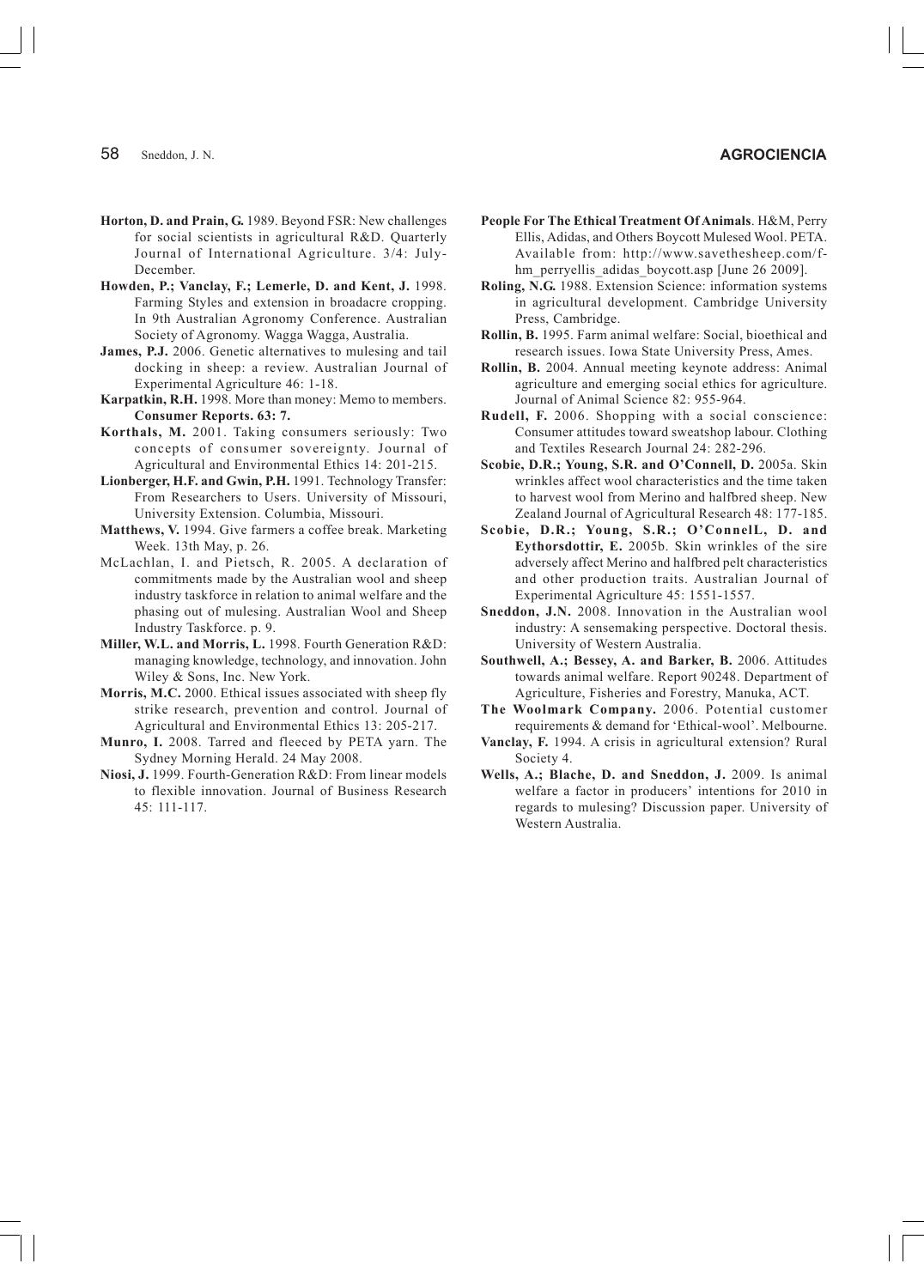**Horton, D. and Prain, G.** 1989. Beyond FSR: New challenges for social scientists in agricultural R&D. Quarterly Journal of International Agriculture. 3/4: July-December.

**Howden, P.; Vanclay, F.; Lemerle, D. and Kent, J.** 1998. Farming Styles and extension in broadacre cropping. In 9th Australian Agronomy Conference. Australian Society of Agronomy. Wagga Wagga, Australia.

**James, P.J.** 2006. Genetic alternatives to mulesing and tail docking in sheep: a review. Australian Journal of Experimental Agriculture 46: 1-18.

**Karpatkin, R.H.** 1998. More than money: Memo to members. **Consumer Reports. 63: 7.**

**Korthals, M.** 2001. Taking consumers seriously: Two concepts of consumer sovereignty. Journal of Agricultural and Environmental Ethics 14: 201-215.

**Lionberger, H.F. and Gwin, P.H.** 1991. Technology Transfer: From Researchers to Users. University of Missouri, University Extension. Columbia, Missouri.

**Matthews, V.** 1994. Give farmers a coffee break. Marketing Week. 13th May, p. 26.

McLachlan, I. and Pietsch, R. 2005. A declaration of commitments made by the Australian wool and sheep industry taskforce in relation to animal welfare and the phasing out of mulesing. Australian Wool and Sheep Industry Taskforce. p. 9.

**Miller, W.L. and Morris, L.** 1998. Fourth Generation R&D: managing knowledge, technology, and innovation. John Wiley & Sons, Inc. New York.

**Morris, M.C.** 2000. Ethical issues associated with sheep fly strike research, prevention and control. Journal of Agricultural and Environmental Ethics 13: 205-217.

**Munro, I.** 2008. Tarred and fleeced by PETA yarn. The Sydney Morning Herald. 24 May 2008.

**Niosi, J.** 1999. Fourth-Generation R&D: From linear models to flexible innovation. Journal of Business Research 45: 111-117.

**People For The Ethical Treatment Of Animals**. H&M, Perry Ellis, Adidas, and Others Boycott Mulesed Wool. PETA. Available from: http://www.savethesheep.com/f-hm_perryellis_adidas_boycott.asp [June 26 2009].

**Roling, N.G.** 1988. Extension Science: information systems in agricultural development. Cambridge University Press, Cambridge.

**Rollin, B.** 1995. Farm animal welfare: Social, bioethical and research issues. Iowa State University Press, Ames.

**Rollin, B.** 2004. Annual meeting keynote address: Animal agriculture and emerging social ethics for agriculture. Journal of Animal Science 82: 955-964.

**Rudell, F.** 2006. Shopping with a social conscience: Consumer attitudes toward sweatshop labour. Clothing and Textiles Research Journal 24: 282-296.

**Scobie, D.R.; Young, S.R. and O'Connell, D.** 2005a. Skin wrinkles affect wool characteristics and the time taken to harvest wool from Merino and halfbred sheep. New Zealand Journal of Agricultural Research 48: 177-185.

**Scobie, D.R.; Young, S.R.; O'ConnelL, D. and Eythorsdottir, E.** 2005b. Skin wrinkles of the sire adversely affect Merino and halfbred pelt characteristics and other production traits. Australian Journal of Experimental Agriculture 45: 1551-1557.

**Sneddon, J.N.** 2008. Innovation in the Australian wool industry: A sensemaking perspective. Doctoral thesis. University of Western Australia.

**Southwell, A.; Bessey, A. and Barker, B.** 2006. Attitudes towards animal welfare. Report 90248. Department of Agriculture, Fisheries and Forestry, Manuka, ACT.

**The Woolmark Company.** 2006. Potential customer requirements & demand for 'Ethical-wool'. Melbourne.

**Vanclay, F.** 1994. A crisis in agricultural extension? Rural Society 4.

**Wells, A.; Blache, D. and Sneddon, J.** 2009. Is animal welfare a factor in producers' intentions for 2010 in regards to mulesing? Discussion paper. University of Western Australia.